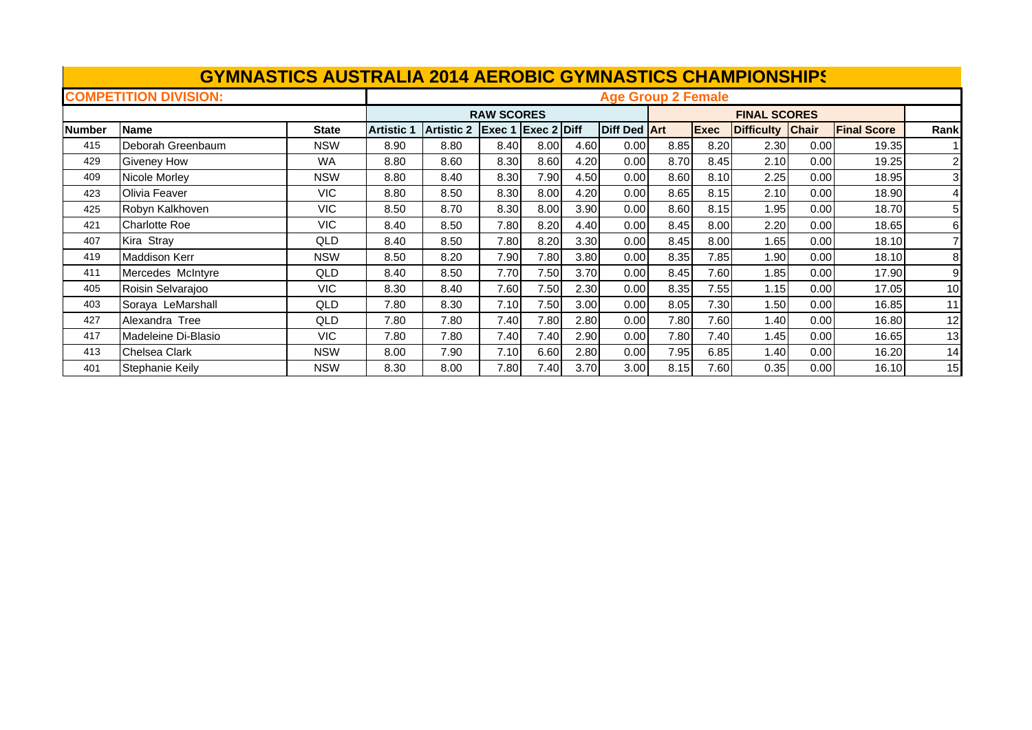# GYMNASTICS AUSTRALIA 2014 AEROBIC GYMNASTICS CHAMPIONSHIPS

**COMPETITION DIVISION:** **Age Group 2 Female**

| | | | RAW SCORES | | | | | | FINAL SCORES | | | | | |
|---|---|---|---|---|---|---|---|---|---|---|---|---|---|---|
| **Number** | **Name** | **State** | **Artistic 1** | **Artistic 2** | **Exec 1** | **Exec 2** | **Diff** | **Diff Ded** | **Art** | **Exec** | **Difficulty** | **Chair** | **Final Score** | **Rank** |
| 415 | Deborah Greenbaum | NSW | 8.90 | 8.80 | 8.40 | 8.00 | 4.60 | 0.00 | 8.85 | 8.20 | 2.30 | 0.00 | 19.35 | 1 |
| 429 | Giveney How | WA | 8.80 | 8.60 | 8.30 | 8.60 | 4.20 | 0.00 | 8.70 | 8.45 | 2.10 | 0.00 | 19.25 | 2 |
| 409 | Nicole Morley | NSW | 8.80 | 8.40 | 8.30 | 7.90 | 4.50 | 0.00 | 8.60 | 8.10 | 2.25 | 0.00 | 18.95 | 3 |
| 423 | Olivia Feaver | VIC | 8.80 | 8.50 | 8.30 | 8.00 | 4.20 | 0.00 | 8.65 | 8.15 | 2.10 | 0.00 | 18.90 | 4 |
| 425 | Robyn Kalkhoven | VIC | 8.50 | 8.70 | 8.30 | 8.00 | 3.90 | 0.00 | 8.60 | 8.15 | 1.95 | 0.00 | 18.70 | 5 |
| 421 | Charlotte Roe | VIC | 8.40 | 8.50 | 7.80 | 8.20 | 4.40 | 0.00 | 8.45 | 8.00 | 2.20 | 0.00 | 18.65 | 6 |
| 407 | Kira Stray | QLD | 8.40 | 8.50 | 7.80 | 8.20 | 3.30 | 0.00 | 8.45 | 8.00 | 1.65 | 0.00 | 18.10 | 7 |
| 419 | Maddison Kerr | NSW | 8.50 | 8.20 | 7.90 | 7.80 | 3.80 | 0.00 | 8.35 | 7.85 | 1.90 | 0.00 | 18.10 | 8 |
| 411 | Mercedes McIntyre | QLD | 8.40 | 8.50 | 7.70 | 7.50 | 3.70 | 0.00 | 8.45 | 7.60 | 1.85 | 0.00 | 17.90 | 9 |
| 405 | Roisin Selvarajoo | VIC | 8.30 | 8.40 | 7.60 | 7.50 | 2.30 | 0.00 | 8.35 | 7.55 | 1.15 | 0.00 | 17.05 | 10 |
| 403 | Soraya LeMarshall | QLD | 7.80 | 8.30 | 7.10 | 7.50 | 3.00 | 0.00 | 8.05 | 7.30 | 1.50 | 0.00 | 16.85 | 11 |
| 427 | Alexandra Tree | QLD | 7.80 | 7.80 | 7.40 | 7.80 | 2.80 | 0.00 | 7.80 | 7.60 | 1.40 | 0.00 | 16.80 | 12 |
| 417 | Madeleine Di-Blasio | VIC | 7.80 | 7.80 | 7.40 | 7.40 | 2.90 | 0.00 | 7.80 | 7.40 | 1.45 | 0.00 | 16.65 | 13 |
| 413 | Chelsea Clark | NSW | 8.00 | 7.90 | 7.10 | 6.60 | 2.80 | 0.00 | 7.95 | 6.85 | 1.40 | 0.00 | 16.20 | 14 |
| 401 | Stephanie Keily | NSW | 8.30 | 8.00 | 7.80 | 7.40 | 3.70 | 3.00 | 8.15 | 7.60 | 0.35 | 0.00 | 16.10 | 15 |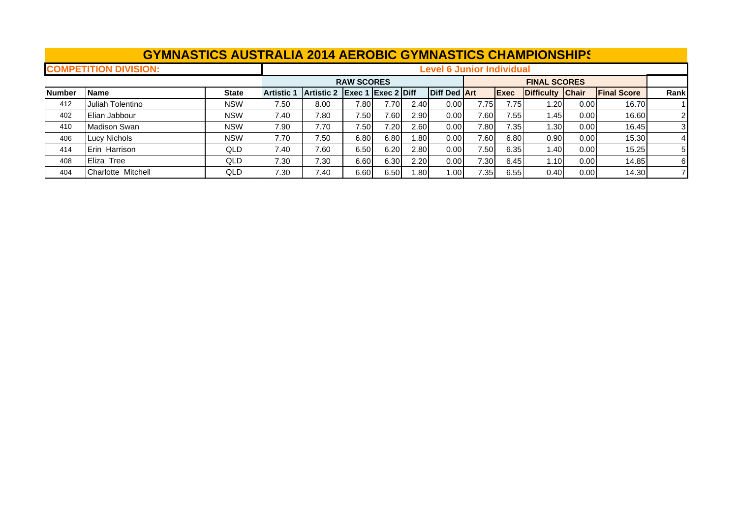# GYMNASTICS AUSTRALIA 2014 AEROBIC GYMNASTICS CHAMPIONSHIPS

**COMPETITION DIVISION:** **Level 6 Junior Individual**

| | | | RAW SCORES | | | | | | FINAL SCORES | | | | | |
|---|---|---|---|---|---|---|---|---|---|---|---|---|---|---|
| **Number** | **Name** | **State** | **Artistic 1** | **Artistic 2** | **Exec 1** | **Exec 2** | **Diff** | **Diff Ded** | **Art** | **Exec** | **Difficulty** | **Chair** | **Final Score** | **Rank** |
| 412 | Juliah Tolentino | NSW | 7.50 | 8.00 | 7.80 | 7.70 | 2.40 | 0.00 | 7.75 | 7.75 | 1.20 | 0.00 | 16.70 | 1 |
| 402 | Elian Jabbour | NSW | 7.40 | 7.80 | 7.50 | 7.60 | 2.90 | 0.00 | 7.60 | 7.55 | 1.45 | 0.00 | 16.60 | 2 |
| 410 | Madison Swan | NSW | 7.90 | 7.70 | 7.50 | 7.20 | 2.60 | 0.00 | 7.80 | 7.35 | 1.30 | 0.00 | 16.45 | 3 |
| 406 | Lucy Nichols | NSW | 7.70 | 7.50 | 6.80 | 6.80 | 1.80 | 0.00 | 7.60 | 6.80 | 0.90 | 0.00 | 15.30 | 4 |
| 414 | Erin Harrison | QLD | 7.40 | 7.60 | 6.50 | 6.20 | 2.80 | 0.00 | 7.50 | 6.35 | 1.40 | 0.00 | 15.25 | 5 |
| 408 | Eliza Tree | QLD | 7.30 | 7.30 | 6.60 | 6.30 | 2.20 | 0.00 | 7.30 | 6.45 | 1.10 | 0.00 | 14.85 | 6 |
| 404 | Charlotte Mitchell | QLD | 7.30 | 7.40 | 6.60 | 6.50 | 1.80 | 1.00 | 7.35 | 6.55 | 0.40 | 0.00 | 14.30 | 7 |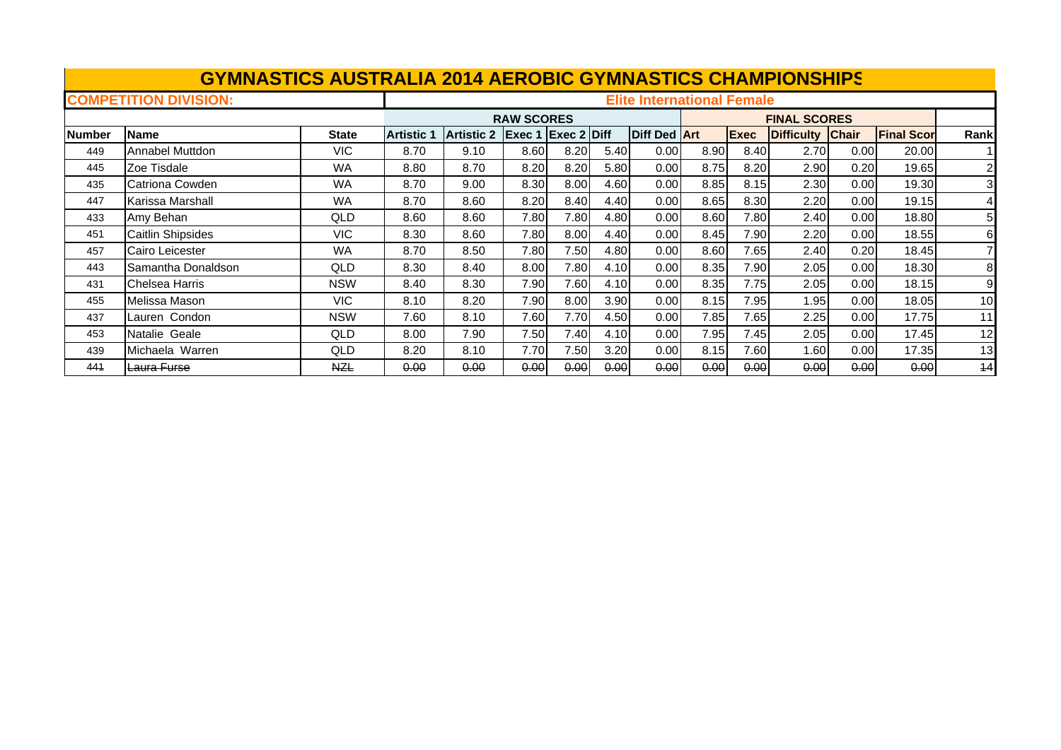# GYMNASTICS AUSTRALIA 2014 AEROBIC GYMNASTICS CHAMPIONSHIPS

**COMPETITION DIVISION:** **Elite International Female**

| | | | RAW SCORES | | | | | | FINAL SCORES | | | | | |
|---|---|---|---|---|---|---|---|---|---|---|---|---|---|---|
| **Number** | **Name** | **State** | **Artistic 1** | **Artistic 2** | **Exec 1** | **Exec 2** | **Diff** | **Diff Ded** | **Art** | **Exec** | **Difficulty** | **Chair** | **Final Scor** | **Rank** |
| 449 | Annabel Muttdon | VIC | 8.70 | 9.10 | 8.60 | 8.20 | 5.40 | 0.00 | 8.90 | 8.40 | 2.70 | 0.00 | 20.00 | 1 |
| 445 | Zoe Tisdale | WA | 8.80 | 8.70 | 8.20 | 8.20 | 5.80 | 0.00 | 8.75 | 8.20 | 2.90 | 0.20 | 19.65 | 2 |
| 435 | Catriona Cowden | WA | 8.70 | 9.00 | 8.30 | 8.00 | 4.60 | 0.00 | 8.85 | 8.15 | 2.30 | 0.00 | 19.30 | 3 |
| 447 | Karissa Marshall | WA | 8.70 | 8.60 | 8.20 | 8.40 | 4.40 | 0.00 | 8.65 | 8.30 | 2.20 | 0.00 | 19.15 | 4 |
| 433 | Amy Behan | QLD | 8.60 | 8.60 | 7.80 | 7.80 | 4.80 | 0.00 | 8.60 | 7.80 | 2.40 | 0.00 | 18.80 | 5 |
| 451 | Caitlin Shipsides | VIC | 8.30 | 8.60 | 7.80 | 8.00 | 4.40 | 0.00 | 8.45 | 7.90 | 2.20 | 0.00 | 18.55 | 6 |
| 457 | Cairo Leicester | WA | 8.70 | 8.50 | 7.80 | 7.50 | 4.80 | 0.00 | 8.60 | 7.65 | 2.40 | 0.20 | 18.45 | 7 |
| 443 | Samantha Donaldson | QLD | 8.30 | 8.40 | 8.00 | 7.80 | 4.10 | 0.00 | 8.35 | 7.90 | 2.05 | 0.00 | 18.30 | 8 |
| 431 | Chelsea Harris | NSW | 8.40 | 8.30 | 7.90 | 7.60 | 4.10 | 0.00 | 8.35 | 7.75 | 2.05 | 0.00 | 18.15 | 9 |
| 455 | Melissa Mason | VIC | 8.10 | 8.20 | 7.90 | 8.00 | 3.90 | 0.00 | 8.15 | 7.95 | 1.95 | 0.00 | 18.05 | 10 |
| 437 | Lauren Condon | NSW | 7.60 | 8.10 | 7.60 | 7.70 | 4.50 | 0.00 | 7.85 | 7.65 | 2.25 | 0.00 | 17.75 | 11 |
| 453 | Natalie Geale | QLD | 8.00 | 7.90 | 7.50 | 7.40 | 4.10 | 0.00 | 7.95 | 7.45 | 2.05 | 0.00 | 17.45 | 12 |
| 439 | Michaela Warren | QLD | 8.20 | 8.10 | 7.70 | 7.50 | 3.20 | 0.00 | 8.15 | 7.60 | 1.60 | 0.00 | 17.35 | 13 |
| ~~441~~ | ~~Laura Furse~~ | ~~NZL~~ | ~~0.00~~ | ~~0.00~~ | ~~0.00~~ | ~~0.00~~ | ~~0.00~~ | ~~0.00~~ | ~~0.00~~ | ~~0.00~~ | ~~0.00~~ | ~~0.00~~ | ~~0.00~~ | ~~14~~ |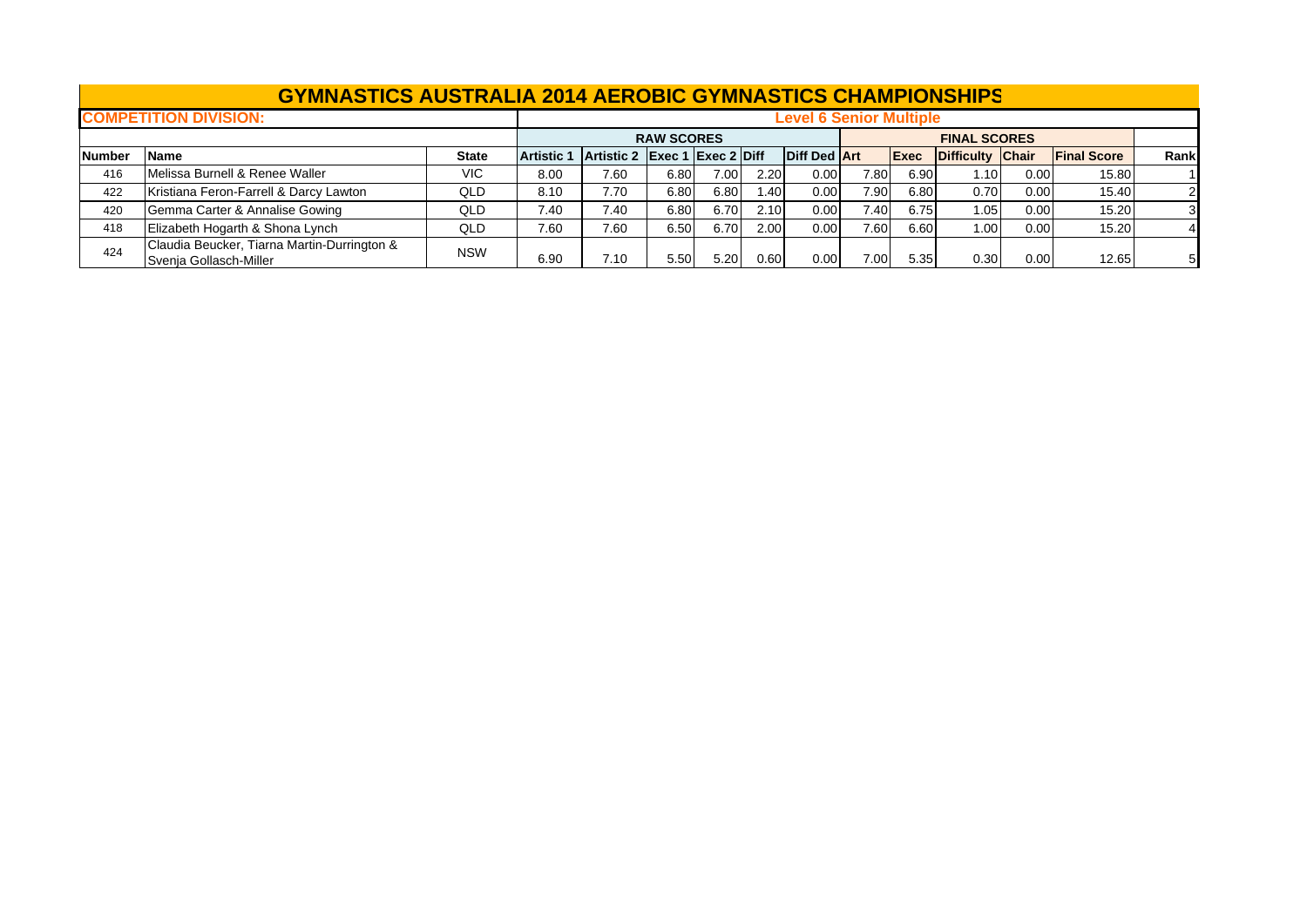# GYMNASTICS AUSTRALIA 2014 AEROBIC GYMNASTICS CHAMPIONSHIPS

**COMPETITION DIVISION:** **Level 6 Senior Multiple**

| | | | RAW SCORES | | | | | | FINAL SCORES | | | | | | |
|---|---|---|---|---|---|---|---|---|---|---|---|---|---|---|---|
| **Number** | **Name** | **State** | **Artistic 1** | **Artistic 2** | **Exec 1** | **Exec 2** | **Diff** | **Diff Ded** | **Art** | **Exec** | **Difficulty** | **Chair** | **Final Score** | **Rank** |
| 416 | Melissa Burnell & Renee Waller | VIC | 8.00 | 7.60 | 6.80 | 7.00 | 2.20 | 0.00 | 7.80 | 6.90 | 1.10 | 0.00 | 15.80 | 1 |
| 422 | Kristiana Feron-Farrell & Darcy Lawton | QLD | 8.10 | 7.70 | 6.80 | 6.80 | 1.40 | 0.00 | 7.90 | 6.80 | 0.70 | 0.00 | 15.40 | 2 |
| 420 | Gemma Carter & Annalise Gowing | QLD | 7.40 | 7.40 | 6.80 | 6.70 | 2.10 | 0.00 | 7.40 | 6.75 | 1.05 | 0.00 | 15.20 | 3 |
| 418 | Elizabeth Hogarth & Shona Lynch | QLD | 7.60 | 7.60 | 6.50 | 6.70 | 2.00 | 0.00 | 7.60 | 6.60 | 1.00 | 0.00 | 15.20 | 4 |
| 424 | Claudia Beucker, Tiarna Martin-Durrington & Svenja Gollasch-Miller | NSW | 6.90 | 7.10 | 5.50 | 5.20 | 0.60 | 0.00 | 7.00 | 5.35 | 0.30 | 0.00 | 12.65 | 5 |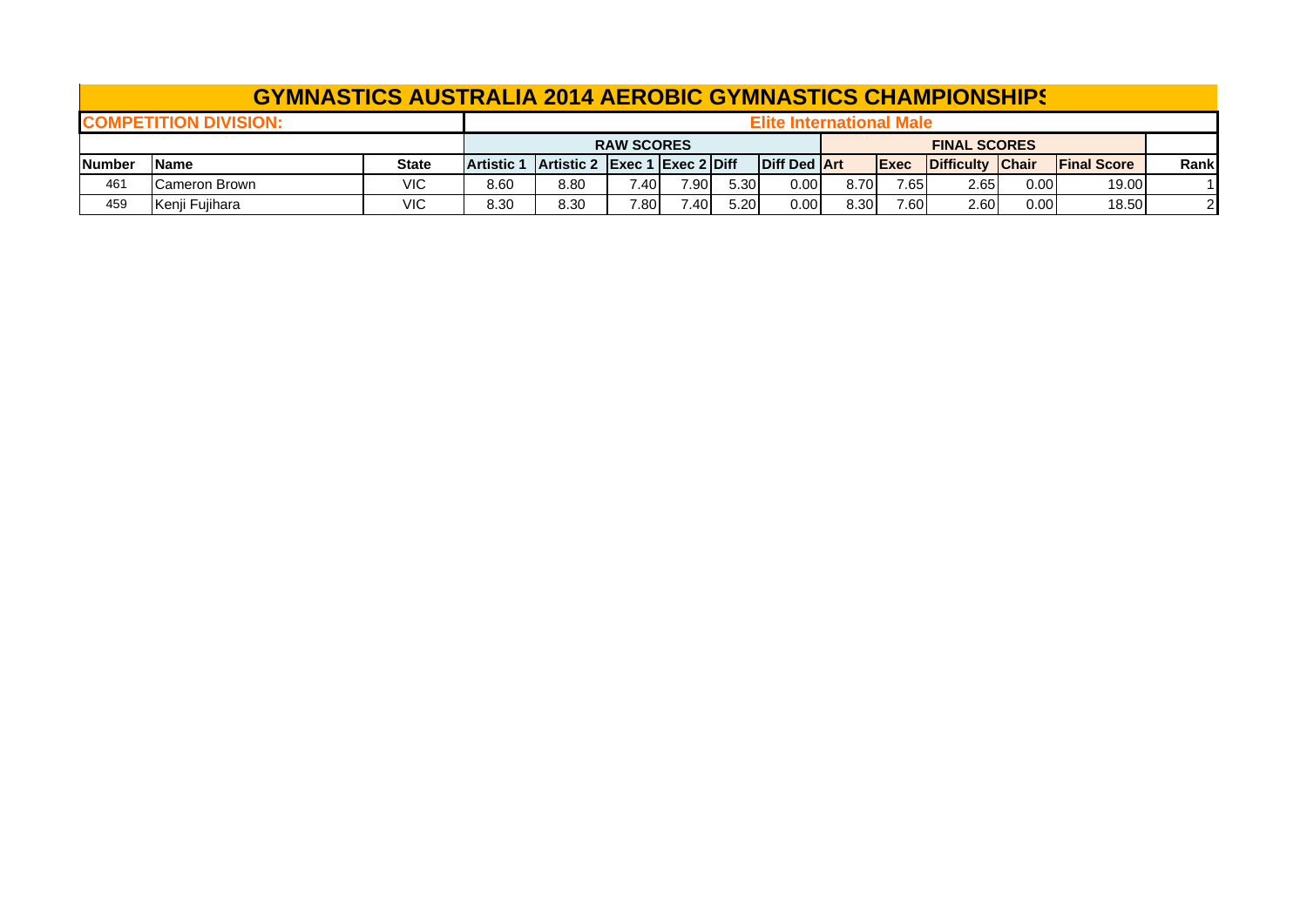# GYMNASTICS AUSTRALIA 2014 AEROBIC GYMNASTICS CHAMPIONSHIPS

| COMPETITION DIVISION: | | | Elite International Male | | | | | | | | | | | | |
|---|---|---|---|---|---|---|---|---|---|---|---|---|---|---|
| | | | RAW SCORES | | | | | | FINAL SCORES | | | | | | |
| Number | Name | State | Artistic 1 | Artistic 2 | Exec 1 | Exec 2 | Diff | Diff Ded | Art | Exec | Difficulty | Chair | Final Score | Rank |
| 461 | Cameron Brown | VIC | 8.60 | 8.80 | 7.40 | 7.90 | 5.30 | 0.00 | 8.70 | 7.65 | 2.65 | 0.00 | 19.00 | 1 |
| 459 | Kenji Fujihara | VIC | 8.30 | 8.30 | 7.80 | 7.40 | 5.20 | 0.00 | 8.30 | 7.60 | 2.60 | 0.00 | 18.50 | 2 |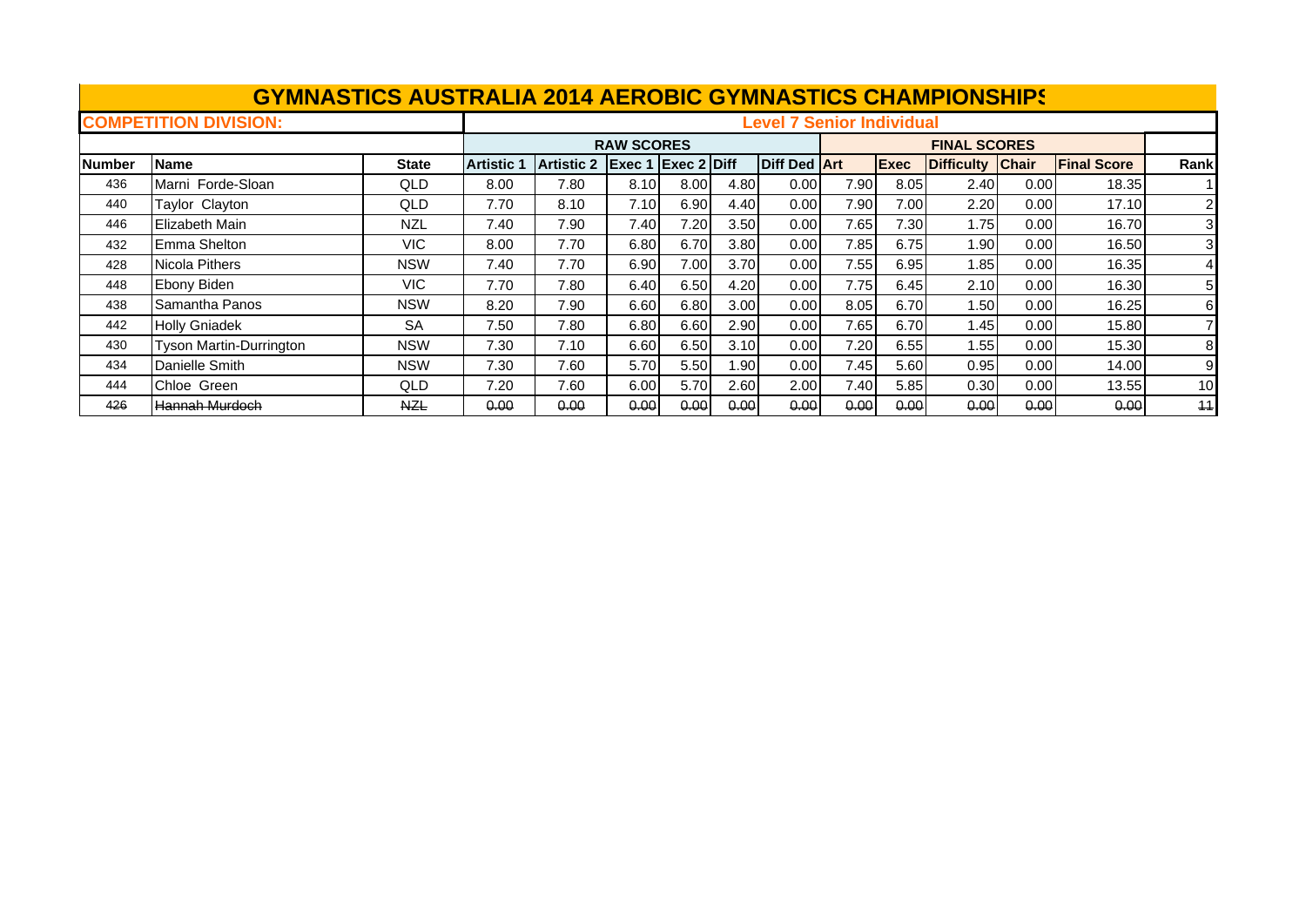# GYMNASTICS AUSTRALIA 2014 AEROBIC GYMNASTICS CHAMPIONSHIPS

**COMPETITION DIVISION:** Level 7 Senior Individual

| | | | RAW SCORES | | | | | | | FINAL SCORES | | | | | |
|---|---|---|---|---|---|---|---|---|---|---|---|---|---|---|---|
| Number | Name | State | Artistic 1 | Artistic 2 | Exec 1 | Exec 2 | Diff | Diff Ded | Art | Exec | Difficulty | Chair | Final Score | Rank |
| 436 | Marni Forde-Sloan | QLD | 8.00 | 7.80 | 8.10 | 8.00 | 4.80 | 0.00 | 7.90 | 8.05 | 2.40 | 0.00 | 18.35 | 1 |
| 440 | Taylor Clayton | QLD | 7.70 | 8.10 | 7.10 | 6.90 | 4.40 | 0.00 | 7.90 | 7.00 | 2.20 | 0.00 | 17.10 | 2 |
| 446 | Elizabeth Main | NZL | 7.40 | 7.90 | 7.40 | 7.20 | 3.50 | 0.00 | 7.65 | 7.30 | 1.75 | 0.00 | 16.70 | 3 |
| 432 | Emma Shelton | VIC | 8.00 | 7.70 | 6.80 | 6.70 | 3.80 | 0.00 | 7.85 | 6.75 | 1.90 | 0.00 | 16.50 | 3 |
| 428 | Nicola Pithers | NSW | 7.40 | 7.70 | 6.90 | 7.00 | 3.70 | 0.00 | 7.55 | 6.95 | 1.85 | 0.00 | 16.35 | 4 |
| 448 | Ebony Biden | VIC | 7.70 | 7.80 | 6.40 | 6.50 | 4.20 | 0.00 | 7.75 | 6.45 | 2.10 | 0.00 | 16.30 | 5 |
| 438 | Samantha Panos | NSW | 8.20 | 7.90 | 6.60 | 6.80 | 3.00 | 0.00 | 8.05 | 6.70 | 1.50 | 0.00 | 16.25 | 6 |
| 442 | Holly Gniadek | SA | 7.50 | 7.80 | 6.80 | 6.60 | 2.90 | 0.00 | 7.65 | 6.70 | 1.45 | 0.00 | 15.80 | 7 |
| 430 | Tyson Martin-Durrington | NSW | 7.30 | 7.10 | 6.60 | 6.50 | 3.10 | 0.00 | 7.20 | 6.55 | 1.55 | 0.00 | 15.30 | 8 |
| 434 | Danielle Smith | NSW | 7.30 | 7.60 | 5.70 | 5.50 | 1.90 | 0.00 | 7.45 | 5.60 | 0.95 | 0.00 | 14.00 | 9 |
| 444 | Chloe Green | QLD | 7.20 | 7.60 | 6.00 | 5.70 | 2.60 | 2.00 | 7.40 | 5.85 | 0.30 | 0.00 | 13.55 | 10 |
| ~~426~~ | ~~Hannah Murdoch~~ | ~~NZL~~ | ~~0.00~~ | ~~0.00~~ | ~~0.00~~ | ~~0.00~~ | ~~0.00~~ | ~~0.00~~ | ~~0.00~~ | ~~0.00~~ | ~~0.00~~ | ~~0.00~~ | ~~0.00~~ | ~~11~~ |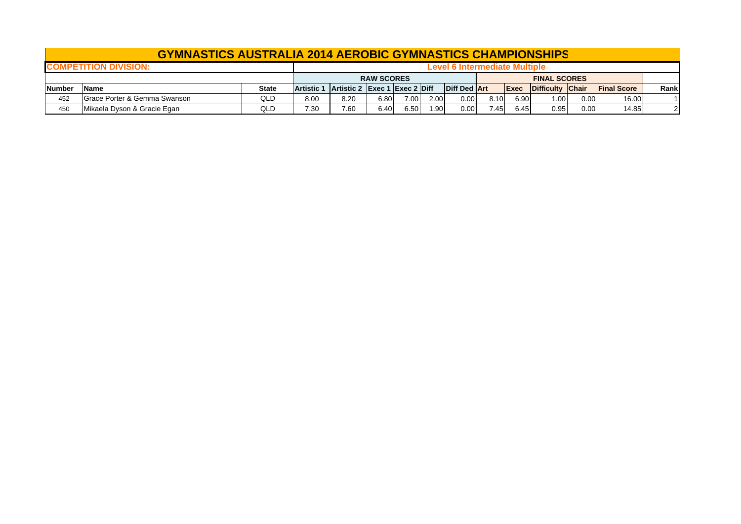# GYMNASTICS AUSTRALIA 2014 AEROBIC GYMNASTICS CHAMPIONSHIPS

| COMPETITION DIVISION: | | | Level 6 Intermediate Multiple | | | | | | | | | | | | |
|---|---|---|---|---|---|---|---|---|---|---|---|---|---|---|---|
| | | | RAW SCORES | | | | | | FINAL SCORES | | | | | | |
| **Number** | **Name** | **State** | **Artistic 1** | **Artistic 2** | **Exec 1** | **Exec 2** | **Diff** | **Diff Ded** | **Art** | **Exec** | **Difficulty** | **Chair** | **Final Score** | **Rank** |
| 452 | Grace Porter & Gemma Swanson | QLD | 8.00 | 8.20 | 6.80 | 7.00 | 2.00 | 0.00 | 8.10 | 6.90 | 1.00 | 0.00 | 16.00 | 1 |
| 450 | Mikaela Dyson & Gracie Egan | QLD | 7.30 | 7.60 | 6.40 | 6.50 | 1.90 | 0.00 | 7.45 | 6.45 | 0.95 | 0.00 | 14.85 | 2 |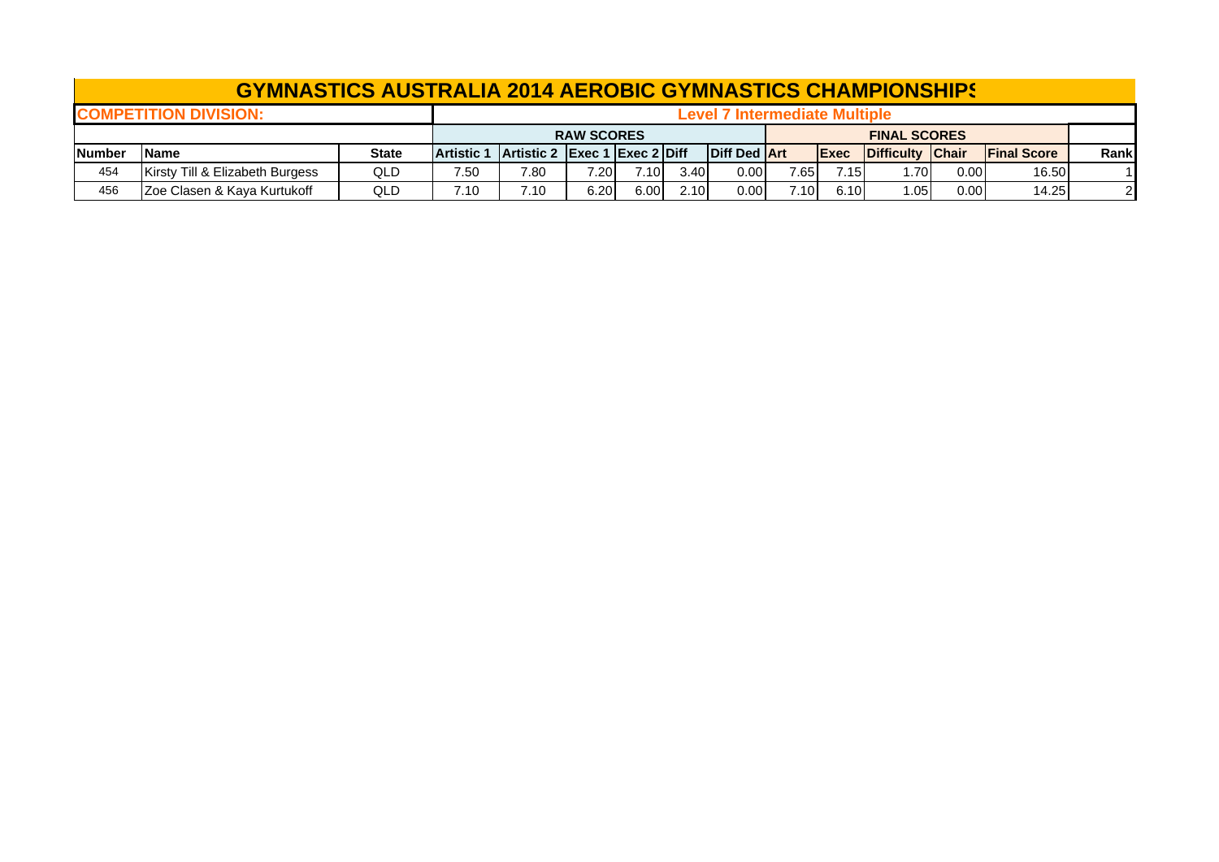# GYMNASTICS AUSTRALIA 2014 AEROBIC GYMNASTICS CHAMPIONSHIPS

| COMPETITION DIVISION: | | | Level 7 Intermediate Multiple | | | | | | | | | | | | |
|---|---|---|---|---|---|---|---|---|---|---|---|---|---|---|---|
| | | | RAW SCORES | | | | | | FINAL SCORES | | | | | | |
| Number | Name | State | Artistic 1 | Artistic 2 | Exec 1 | Exec 2 | Diff | Diff Ded | Art | Exec | Difficulty | Chair | Final Score | Rank | |
| 454 | Kirsty Till & Elizabeth Burgess | QLD | 7.50 | 7.80 | 7.20 | 7.10 | 3.40 | 0.00 | 7.65 | 7.15 | 1.70 | 0.00 | 16.50 | 1 | |
| 456 | Zoe Clasen & Kaya Kurtukoff | QLD | 7.10 | 7.10 | 6.20 | 6.00 | 2.10 | 0.00 | 7.10 | 6.10 | 1.05 | 0.00 | 14.25 | 2 | |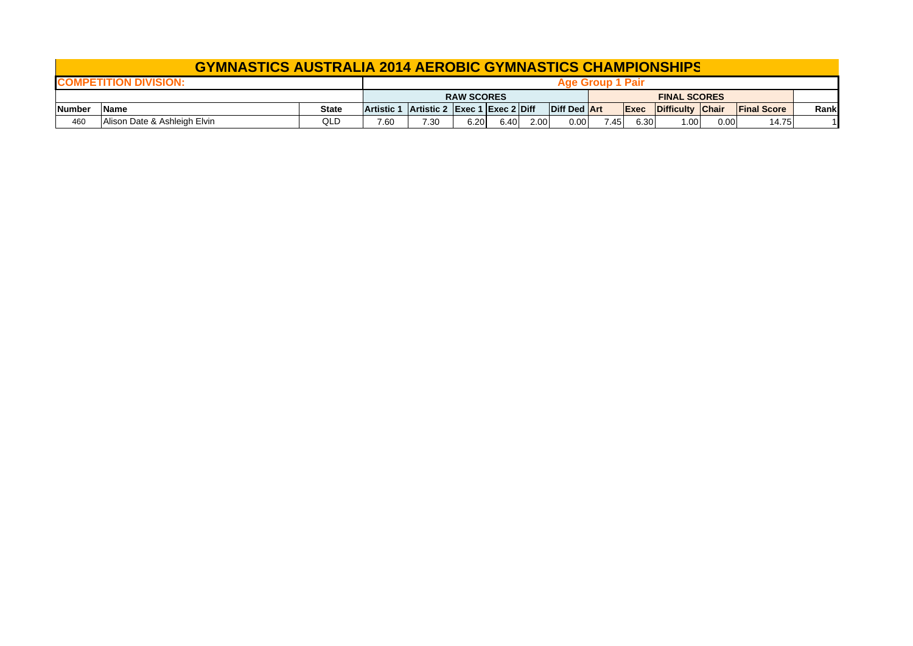# GYMNASTICS AUSTRALIA 2014 AEROBIC GYMNASTICS CHAMPIONSHIPS

| COMPETITION DIVISION: | | | Age Group 1 Pair | | | | | | | | | | | | |
|---|---|---|---|---|---|---|---|---|---|---|---|---|---|---|---|
| | | | RAW SCORES | | | | | | FINAL SCORES | | | | | | |
| Number | Name | State | Artistic 1 | Artistic 2 | Exec 1 | Exec 2 | Diff | Diff Ded | Art | Exec | Difficulty | Chair | Final Score | Rank |
| 460 | Alison Date & Ashleigh Elvin | QLD | 7.60 | 7.30 | 6.20 | 6.40 | 2.00 | 0.00 | 7.45 | 6.30 | 1.00 | 0.00 | 14.75 | 1 |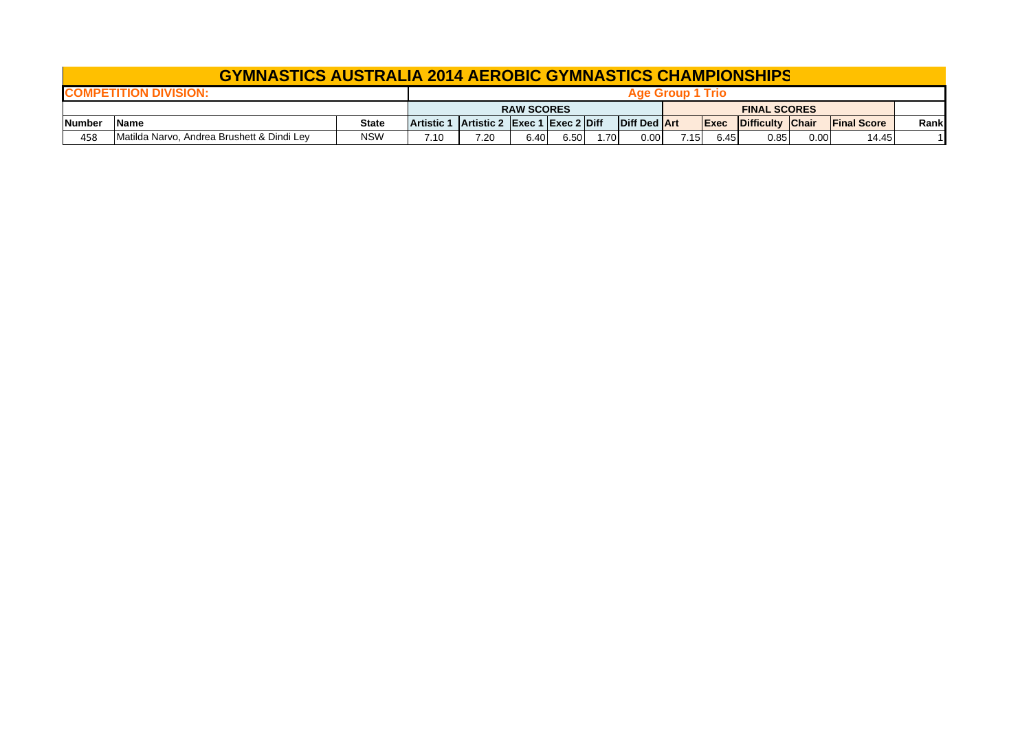# GYMNASTICS AUSTRALIA 2014 AEROBIC GYMNASTICS CHAMPIONSHIPS

| COMPETITION DIVISION: | | | Age Group 1 Trio | | | | | | | | | | | | |
|---|---|---|---|---|---|---|---|---|---|---|---|---|---|---|---|
| | | | RAW SCORES | | | | | | FINAL SCORES | | | | | | |
| Number | Name | State | Artistic 1 | Artistic 2 | Exec 1 | Exec 2 | Diff | Diff Ded | Art | Exec | Difficulty | Chair | Final Score | Rank | |
| 458 | Matilda Narvo, Andrea Brushett & Dindi Ley | NSW | 7.10 | 7.20 | 6.40 | 6.50 | 1.70 | 0.00 | 7.15 | 6.45 | 0.85 | 0.00 | 14.45 | 1 | |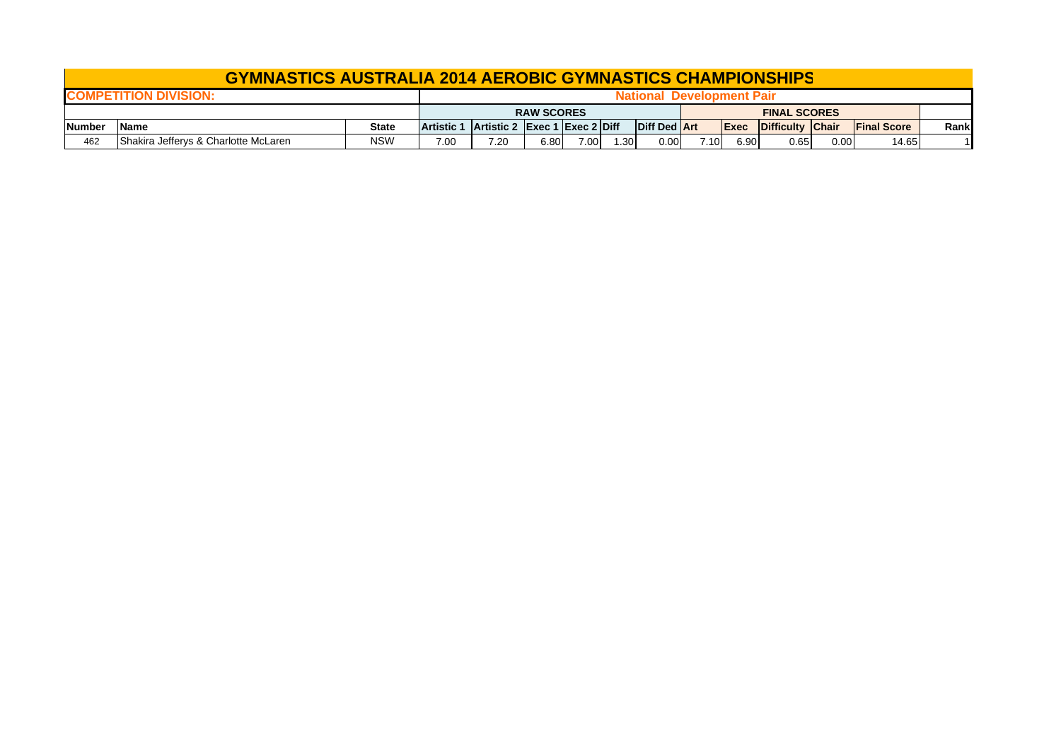# GYMNASTICS AUSTRALIA 2014 AEROBIC GYMNASTICS CHAMPIONSHIPS

| COMPETITION DIVISION: | | | National Development Pair | | | | | | | | | | | | |
|---|---|---|---|---|---|---|---|---|---|---|---|---|---|---|---|
| | | | RAW SCORES | | | | | | FINAL SCORES | | | | | | |
| Number | Name | State | Artistic 1 | Artistic 2 | Exec 1 | Exec 2 | Diff | Diff Ded | Art | Exec | Difficulty | Chair | Final Score | Rank |
| 462 | Shakira Jefferys & Charlotte McLaren | NSW | 7.00 | 7.20 | 6.80 | 7.00 | 1.30 | 0.00 | 7.10 | 6.90 | 0.65 | 0.00 | 14.65 | 1 |